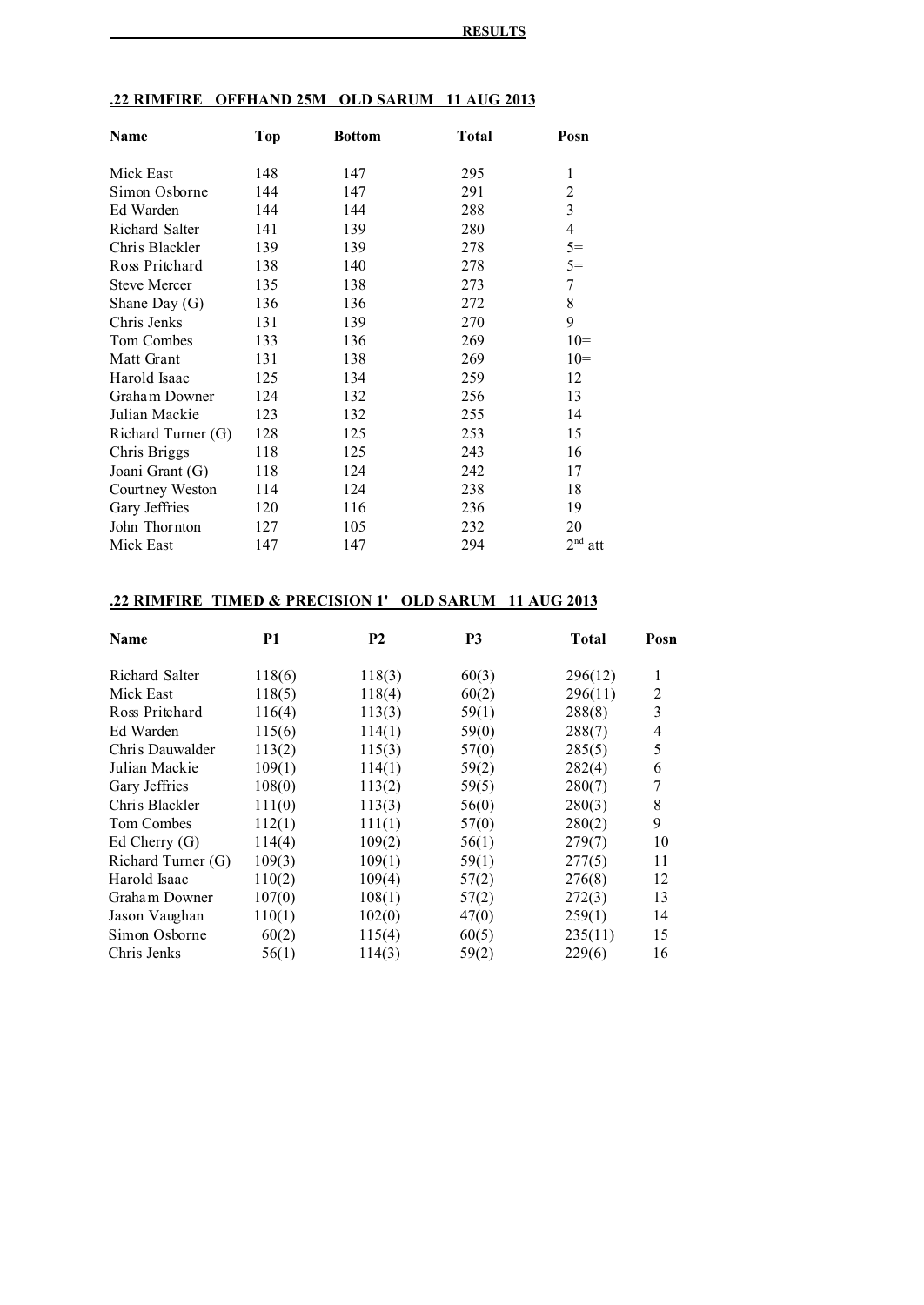**RESULTS**

## .22 RIMFIRE OFFHAND 25M OLD SARUM 11 AUG 2013

| Name | Top | Bottom | Total | Posn |
|---|---|---|---|---|
| Mick East | 148 | 147 | 295 | 1 |
| Simon Osborne | 144 | 147 | 291 | 2 |
| Ed Warden | 144 | 144 | 288 | 3 |
| Richard Salter | 141 | 139 | 280 | 4 |
| Chris Blackler | 139 | 139 | 278 | 5= |
| Ross Pritchard | 138 | 140 | 278 | 5= |
| Steve Mercer | 135 | 138 | 273 | 7 |
| Shane Day (G) | 136 | 136 | 272 | 8 |
| Chris Jenks | 131 | 139 | 270 | 9 |
| Tom Combes | 133 | 136 | 269 | 10= |
| Matt Grant | 131 | 138 | 269 | 10= |
| Harold Isaac | 125 | 134 | 259 | 12 |
| Graham Downer | 124 | 132 | 256 | 13 |
| Julian Mackie | 123 | 132 | 255 | 14 |
| Richard Turner (G) | 128 | 125 | 253 | 15 |
| Chris Briggs | 118 | 125 | 243 | 16 |
| Joani Grant (G) | 118 | 124 | 242 | 17 |
| Courtney Weston | 114 | 124 | 238 | 18 |
| Gary Jeffries | 120 | 116 | 236 | 19 |
| John Thornton | 127 | 105 | 232 | 20 |
| Mick East | 147 | 147 | 294 | 2nd att |

## .22 RIMFIRE TIMED & PRECISION 1' OLD SARUM 11 AUG 2013

| Name | P1 | P2 | P3 | Total | Posn |
|---|---|---|---|---|---|
| Richard Salter | 118(6) | 118(3) | 60(3) | 296(12) | 1 |
| Mick East | 118(5) | 118(4) | 60(2) | 296(11) | 2 |
| Ross Pritchard | 116(4) | 113(3) | 59(1) | 288(8) | 3 |
| Ed Warden | 115(6) | 114(1) | 59(0) | 288(7) | 4 |
| Chris Dauwalder | 113(2) | 115(3) | 57(0) | 285(5) | 5 |
| Julian Mackie | 109(1) | 114(1) | 59(2) | 282(4) | 6 |
| Gary Jeffries | 108(0) | 113(2) | 59(5) | 280(7) | 7 |
| Chris Blackler | 111(0) | 113(3) | 56(0) | 280(3) | 8 |
| Tom Combes | 112(1) | 111(1) | 57(0) | 280(2) | 9 |
| Ed Cherry (G) | 114(4) | 109(2) | 56(1) | 279(7) | 10 |
| Richard Turner (G) | 109(3) | 109(1) | 59(1) | 277(5) | 11 |
| Harold Isaac | 110(2) | 109(4) | 57(2) | 276(8) | 12 |
| Graham Downer | 107(0) | 108(1) | 57(2) | 272(3) | 13 |
| Jason Vaughan | 110(1) | 102(0) | 47(0) | 259(1) | 14 |
| Simon Osborne | 60(2) | 115(4) | 60(5) | 235(11) | 15 |
| Chris Jenks | 56(1) | 114(3) | 59(2) | 229(6) | 16 |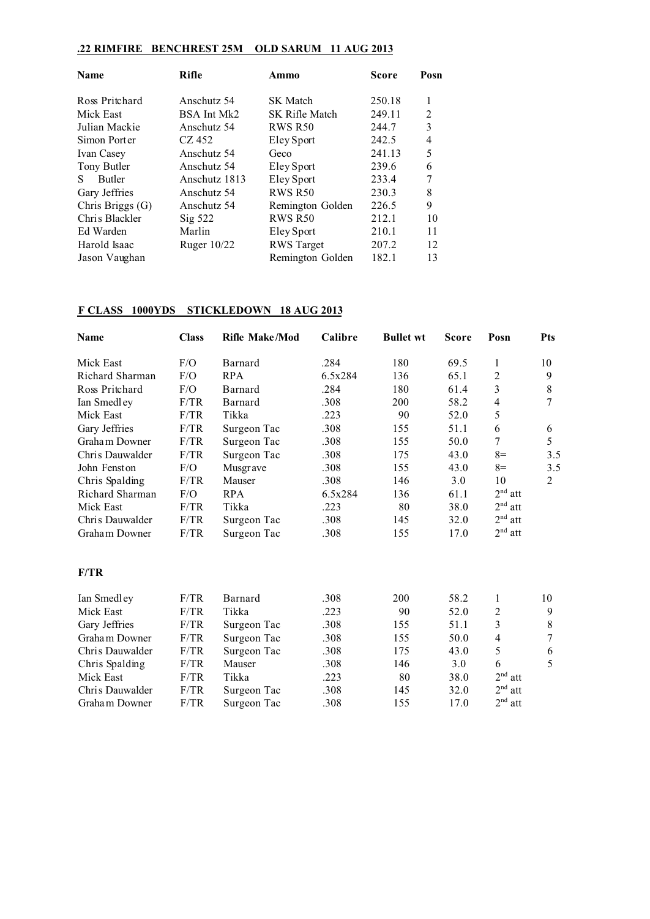### .22 RIMFIRE BENCHREST 25M OLD SARUM 11 AUG 2013

| Name | Rifle | Ammo | Score | Posn |
|---|---|---|---|---|
| Ross Pritchard | Anschutz 54 | SK Match | 250.18 | 1 |
| Mick East | BSA Int Mk2 | SK Rifle Match | 249.11 | 2 |
| Julian Mackie | Anschutz 54 | RWS R50 | 244.7 | 3 |
| Simon Porter | CZ 452 | Eley Sport | 242.5 | 4 |
| Ivan Casey | Anschutz 54 | Geco | 241.13 | 5 |
| Tony Butler | Anschutz 54 | Eley Sport | 239.6 | 6 |
| S Butler | Anschutz 1813 | Eley Sport | 233.4 | 7 |
| Gary Jeffries | Anschutz 54 | RWS R50 | 230.3 | 8 |
| Chris Briggs (G) | Anschutz 54 | Remington Golden | 226.5 | 9 |
| Chris Blackler | Sig 522 | RWS R50 | 212.1 | 10 |
| Ed Warden | Marlin | Eley Sport | 210.1 | 11 |
| Harold Isaac | Ruger 10/22 | RWS Target | 207.2 | 12 |
| Jason Vaughan | | Remington Golden | 182.1 | 13 |

### F CLASS 1000YDS STICKLEDOWN 18 AUG 2013

| Name | Class | Rifle Make/Mod | Calibre | Bullet wt | Score | Posn | Pts |
|---|---|---|---|---|---|---|---|
| Mick East | F/O | Barnard | .284 | 180 | 69.5 | 1 | 10 |
| Richard Sharman | F/O | RPA | 6.5x284 | 136 | 65.1 | 2 | 9 |
| Ross Pritchard | F/O | Barnard | .284 | 180 | 61.4 | 3 | 8 |
| Ian Smedley | F/TR | Barnard | .308 | 200 | 58.2 | 4 | 7 |
| Mick East | F/TR | Tikka | .223 | 90 | 52.0 | 5 | |
| Gary Jeffries | F/TR | Surgeon Tac | .308 | 155 | 51.1 | 6 | 6 |
| Graham Downer | F/TR | Surgeon Tac | .308 | 155 | 50.0 | 7 | 5 |
| Chris Dauwalder | F/TR | Surgeon Tac | .308 | 175 | 43.0 | 8= | 3.5 |
| John Fenston | F/O | Musgrave | .308 | 155 | 43.0 | 8= | 3.5 |
| Chris Spalding | F/TR | Mauser | .308 | 146 | 3.0 | 10 | 2 |
| Richard Sharman | F/O | RPA | 6.5x284 | 136 | 61.1 | 2nd att | |
| Mick East | F/TR | Tikka | .223 | 80 | 38.0 | 2nd att | |
| Chris Dauwalder | F/TR | Surgeon Tac | .308 | 145 | 32.0 | 2nd att | |
| Graham Downer | F/TR | Surgeon Tac | .308 | 155 | 17.0 | 2nd att | |

### F/TR

| | | | | | | | |
|---|---|---|---|---|---|---|---|
| Ian Smedley | F/TR | Barnard | .308 | 200 | 58.2 | 1 | 10 |
| Mick East | F/TR | Tikka | .223 | 90 | 52.0 | 2 | 9 |
| Gary Jeffries | F/TR | Surgeon Tac | .308 | 155 | 51.1 | 3 | 8 |
| Graham Downer | F/TR | Surgeon Tac | .308 | 155 | 50.0 | 4 | 7 |
| Chris Dauwalder | F/TR | Surgeon Tac | .308 | 175 | 43.0 | 5 | 6 |
| Chris Spalding | F/TR | Mauser | .308 | 146 | 3.0 | 6 | 5 |
| Mick East | F/TR | Tikka | .223 | 80 | 38.0 | 2nd att | |
| Chris Dauwalder | F/TR | Surgeon Tac | .308 | 145 | 32.0 | 2nd att | |
| Graham Downer | F/TR | Surgeon Tac | .308 | 155 | 17.0 | 2nd att | |